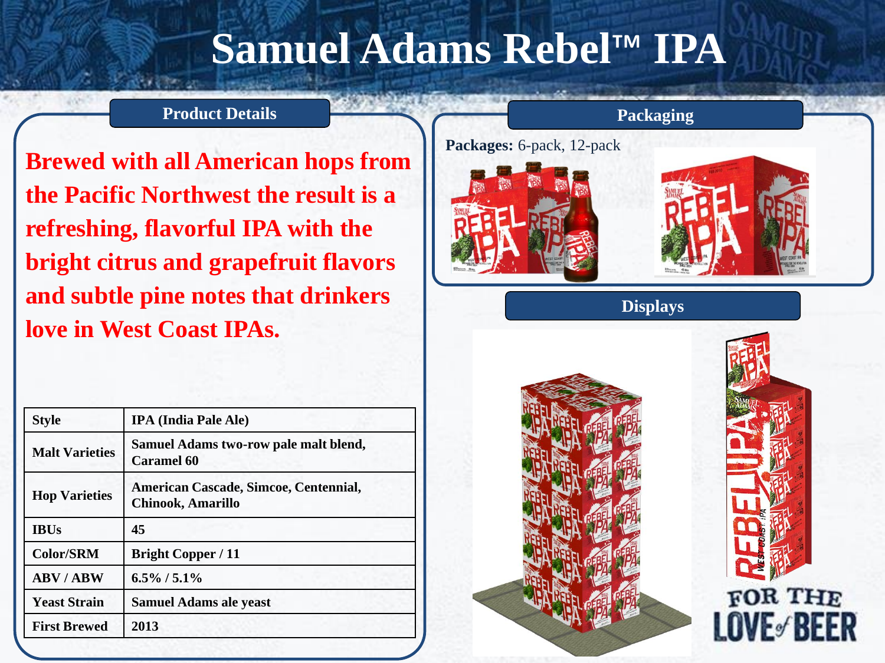# Samuel Adams Rebel™ IPA

## Product Details

**Brewed with all American hops from the Pacific Northwest the result is a refreshing, flavorful IPA with the bright citrus and grapefruit flavors and subtle pine notes that drinkers love in West Coast IPAs.**

| | |
|---|---|
| **Style** | **IPA (India Pale Ale)** |
| **Malt Varieties** | **Samuel Adams two-row pale malt blend, Caramel 60** |
| **Hop Varieties** | **American Cascade, Simcoe, Centennial, Chinook, Amarillo** |
| **IBUs** | **45** |
| **Color/SRM** | **Bright Copper / 11** |
| **ABV / ABW** | **6.5% / 5.1%** |
| **Yeast Strain** | **Samuel Adams ale yeast** |
| **First Brewed** | **2013** |

## Packaging

**Packages:** 6-pack, 12-pack

## Displays

FOR THE LOVE of BEER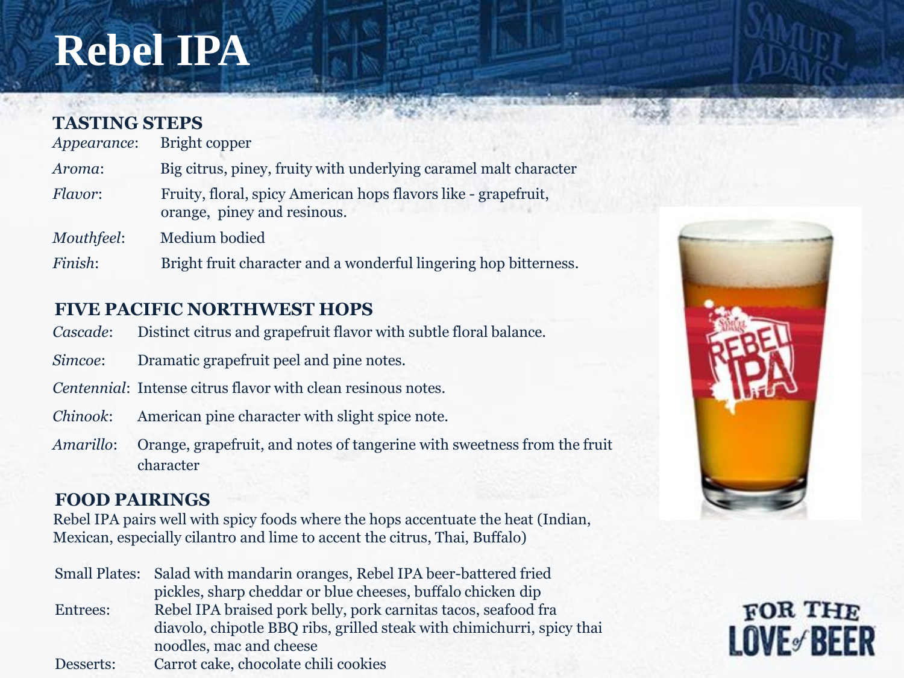# Rebel IPA

## TASTING STEPS

| | |
|---|---|
| *Appearance*: | Bright copper |
| *Aroma*: | Big citrus, piney, fruity with underlying caramel malt character |
| *Flavor*: | Fruity, floral, spicy American hops flavors like - grapefruit, orange, piney and resinous. |
| *Mouthfeel*: | Medium bodied |
| *Finish*: | Bright fruit character and a wonderful lingering hop bitterness. |

## FIVE PACIFIC NORTHWEST HOPS

| | |
|---|---|
| *Cascade*: | Distinct citrus and grapefruit flavor with subtle floral balance. |
| *Simcoe*: | Dramatic grapefruit peel and pine notes. |
| *Centennial*: | Intense citrus flavor with clean resinous notes. |
| *Chinook*: | American pine character with slight spice note. |
| *Amarillo*: | Orange, grapefruit, and notes of tangerine with sweetness from the fruit character |

## FOOD PAIRINGS

Rebel IPA pairs well with spicy foods where the hops accentuate the heat (Indian, Mexican, especially cilantro and lime to accent the citrus, Thai, Buffalo)

| | |
|---|---|
| Small Plates: | Salad with mandarin oranges, Rebel IPA beer-battered fried pickles, sharp cheddar or blue cheeses, buffalo chicken dip |
| Entrees: | Rebel IPA braised pork belly, pork carnitas tacos, seafood fra diavolo, chipotle BBQ ribs, grilled steak with chimichurri, spicy thai noodles, mac and cheese |
| Desserts: | Carrot cake, chocolate chili cookies |

FOR THE LOVE of BEER